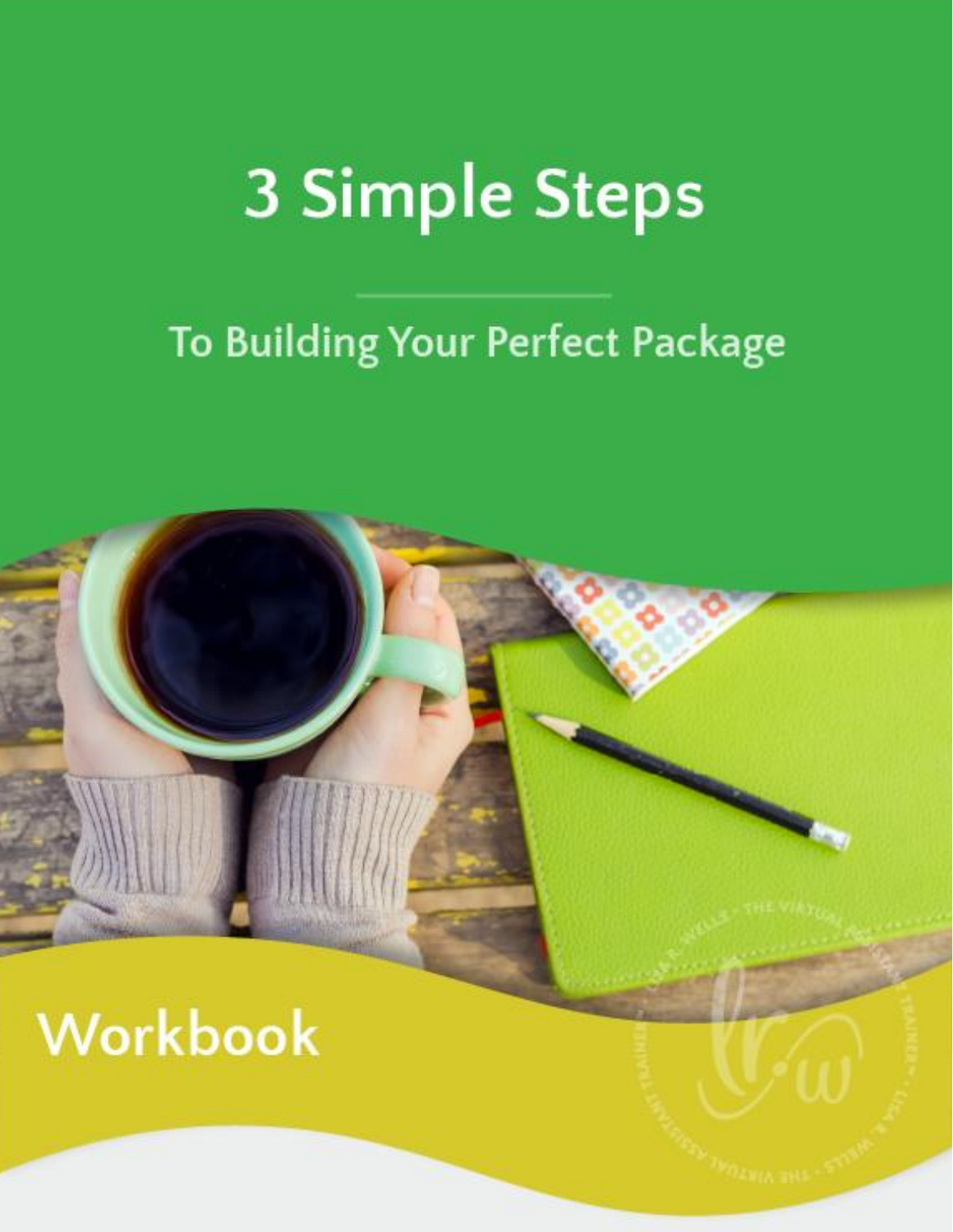# 3 Simple Steps

## To Building Your Perfect Package

Workbook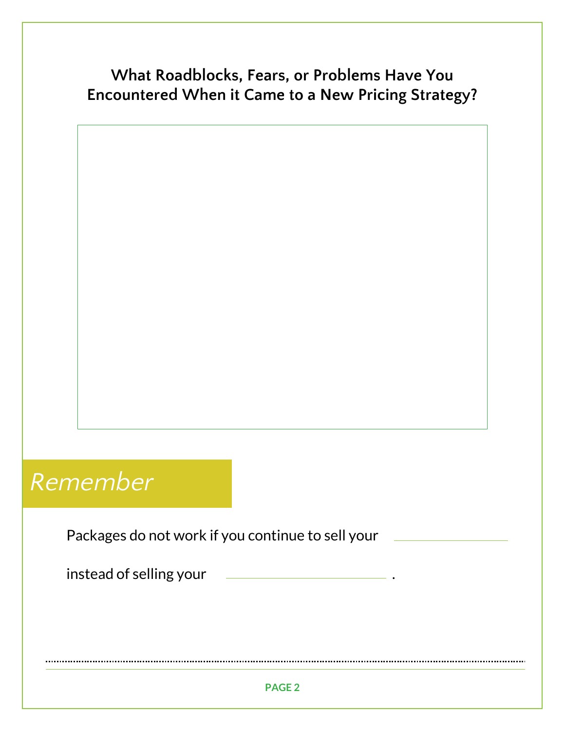## What Roadblocks, Fears, or Problems Have You Encountered When it Came to a New Pricing Strategy?

*Remember*

Packages do not work if you continue to sell your ______________

instead of selling your ____________________ .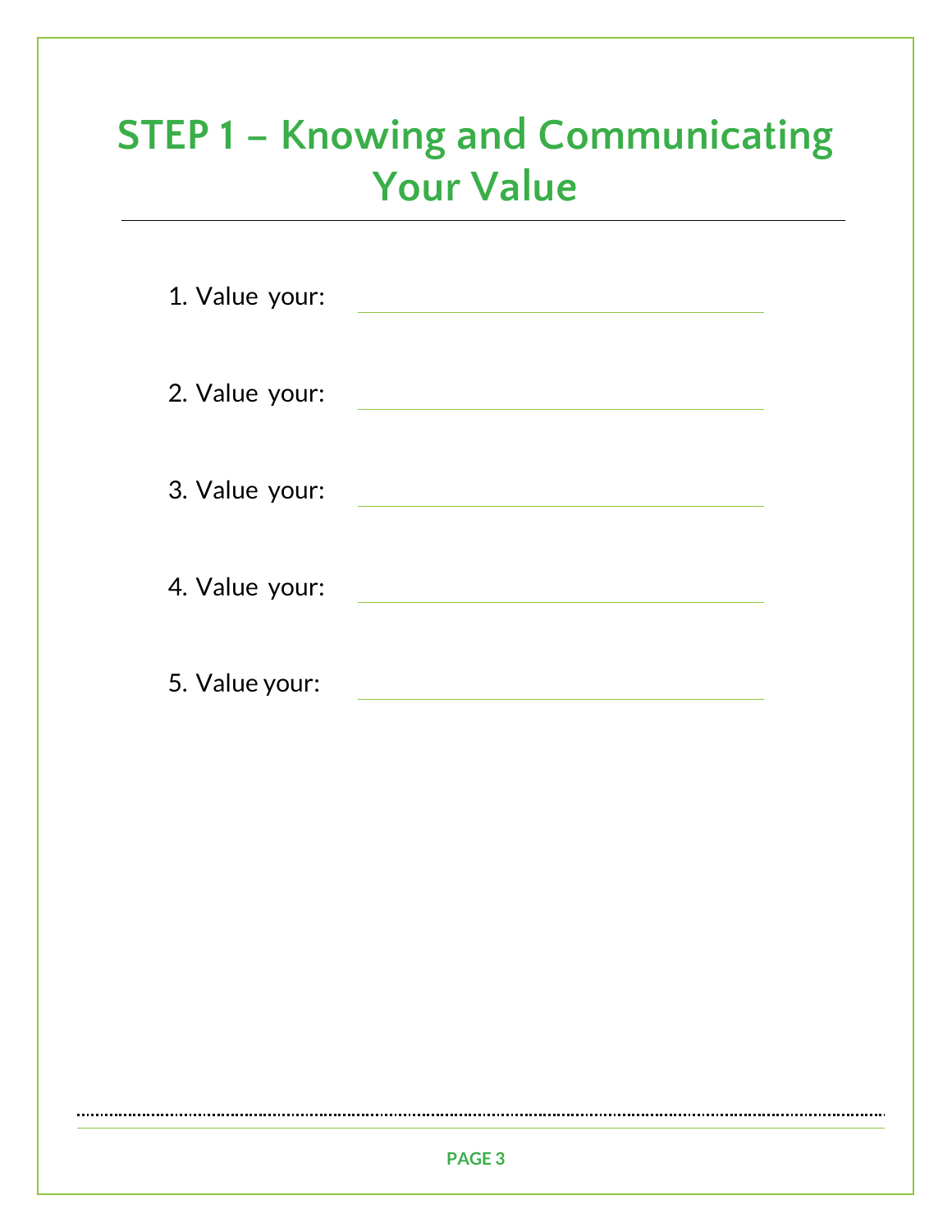# STEP 1 – Knowing and Communicating Your Value

1. Value your: \_\_\_\_\_\_\_\_\_\_\_\_\_\_\_\_\_\_\_\_\_\_\_\_

2. Value your: \_\_\_\_\_\_\_\_\_\_\_\_\_\_\_\_\_\_\_\_\_\_\_\_

3. Value your: \_\_\_\_\_\_\_\_\_\_\_\_\_\_\_\_\_\_\_\_\_\_\_\_

4. Value your: \_\_\_\_\_\_\_\_\_\_\_\_\_\_\_\_\_\_\_\_\_\_\_\_

5. Value your: \_\_\_\_\_\_\_\_\_\_\_\_\_\_\_\_\_\_\_\_\_\_\_\_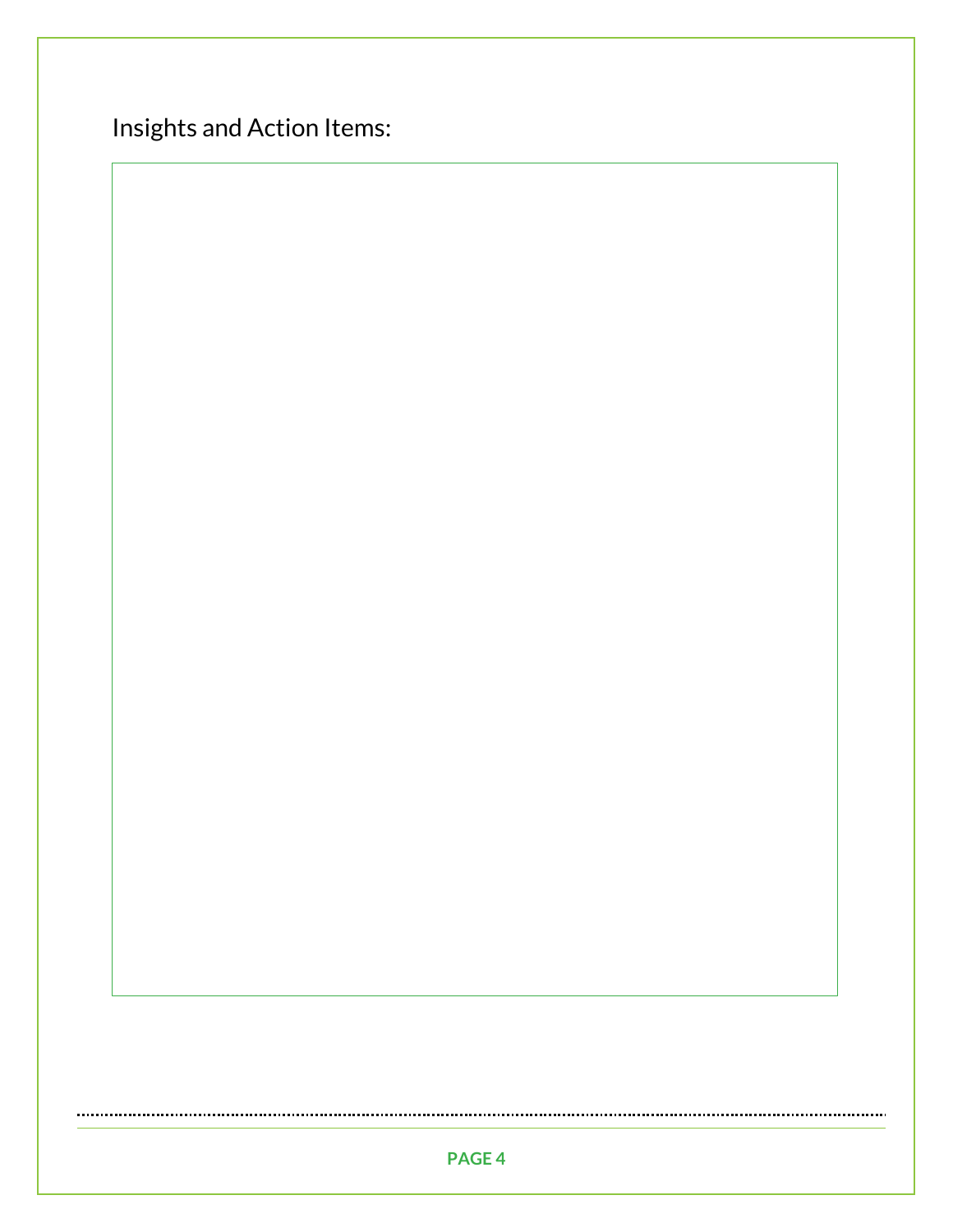Insights and Action Items: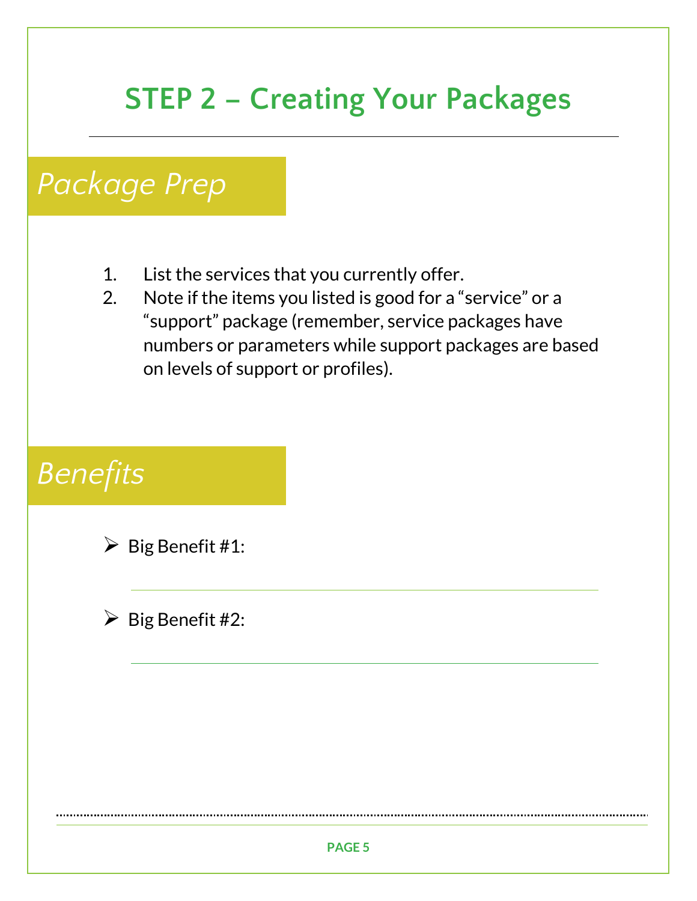# STEP 2 – Creating Your Packages

## *Package Prep*

1. List the services that you currently offer.
2. Note if the items you listed is good for a "service" or a "support" package (remember, service packages have numbers or parameters while support packages are based on levels of support or profiles).

## *Benefits*

- Big Benefit #1:

- Big Benefit #2: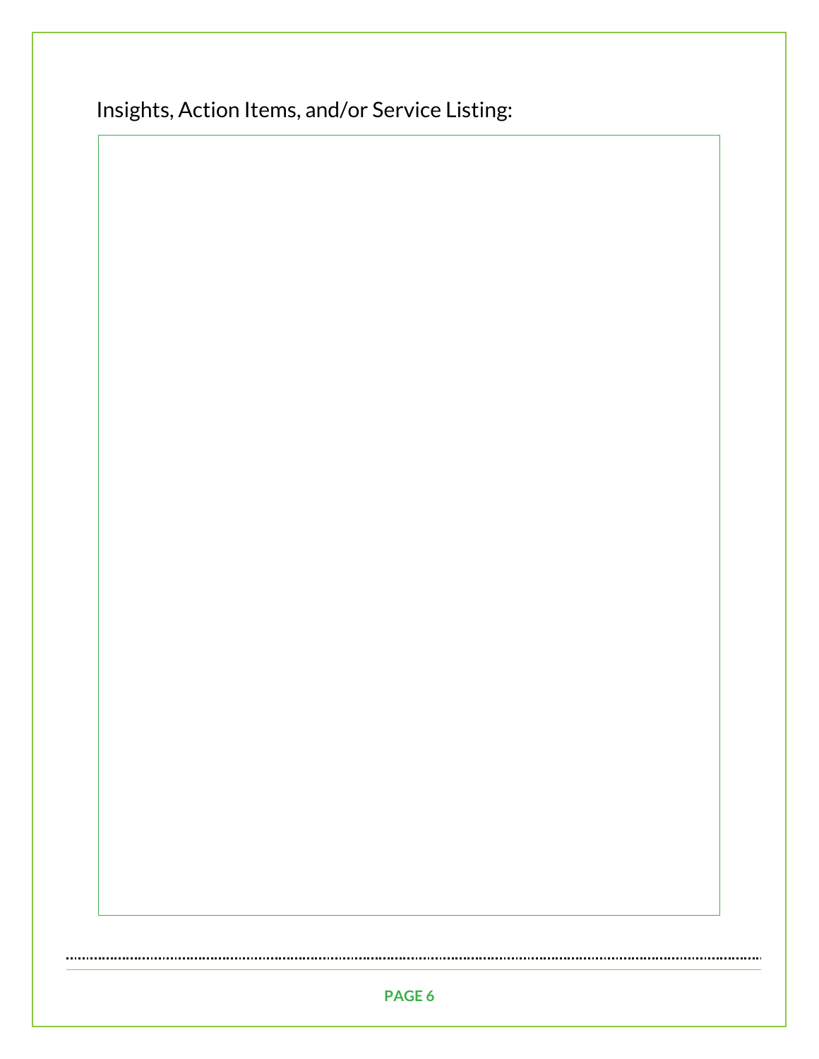Insights, Action Items, and/or Service Listing: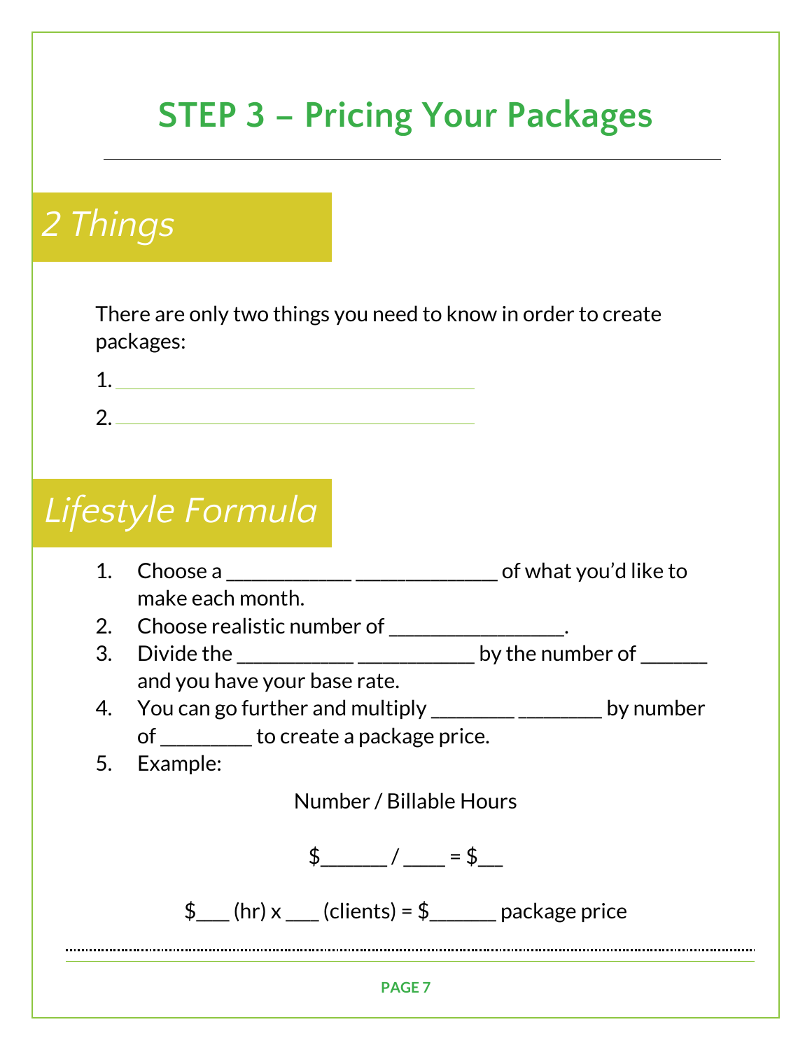# STEP 3 – Pricing Your Packages

---

## *2 Things*

There are only two things you need to know in order to create packages:

1. ____________________________________
2. ____________________________________

## *Lifestyle Formula*

1. Choose a ____________ ______________ of what you'd like to make each month.
2. Choose realistic number of _________________.
3. Divide the ___________ ___________ by the number of ______ and you have your base rate.
4. You can go further and multiply ________ ________ by number of _________ to create a package price.
5. Example:

Number / Billable Hours

$______ / ____ = $__

$___ (hr) x ___ (clients) = $______ package price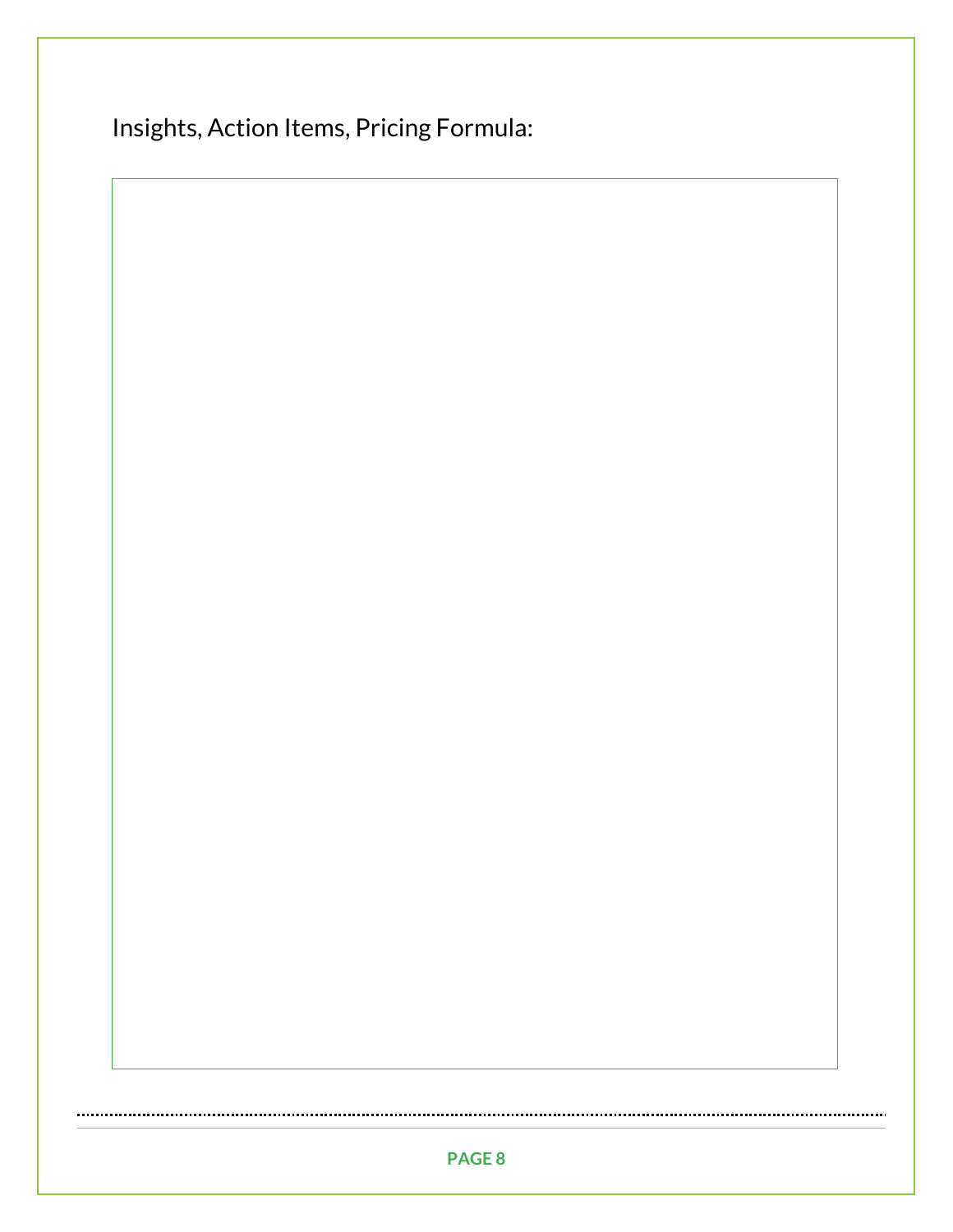Insights, Action Items, Pricing Formula: